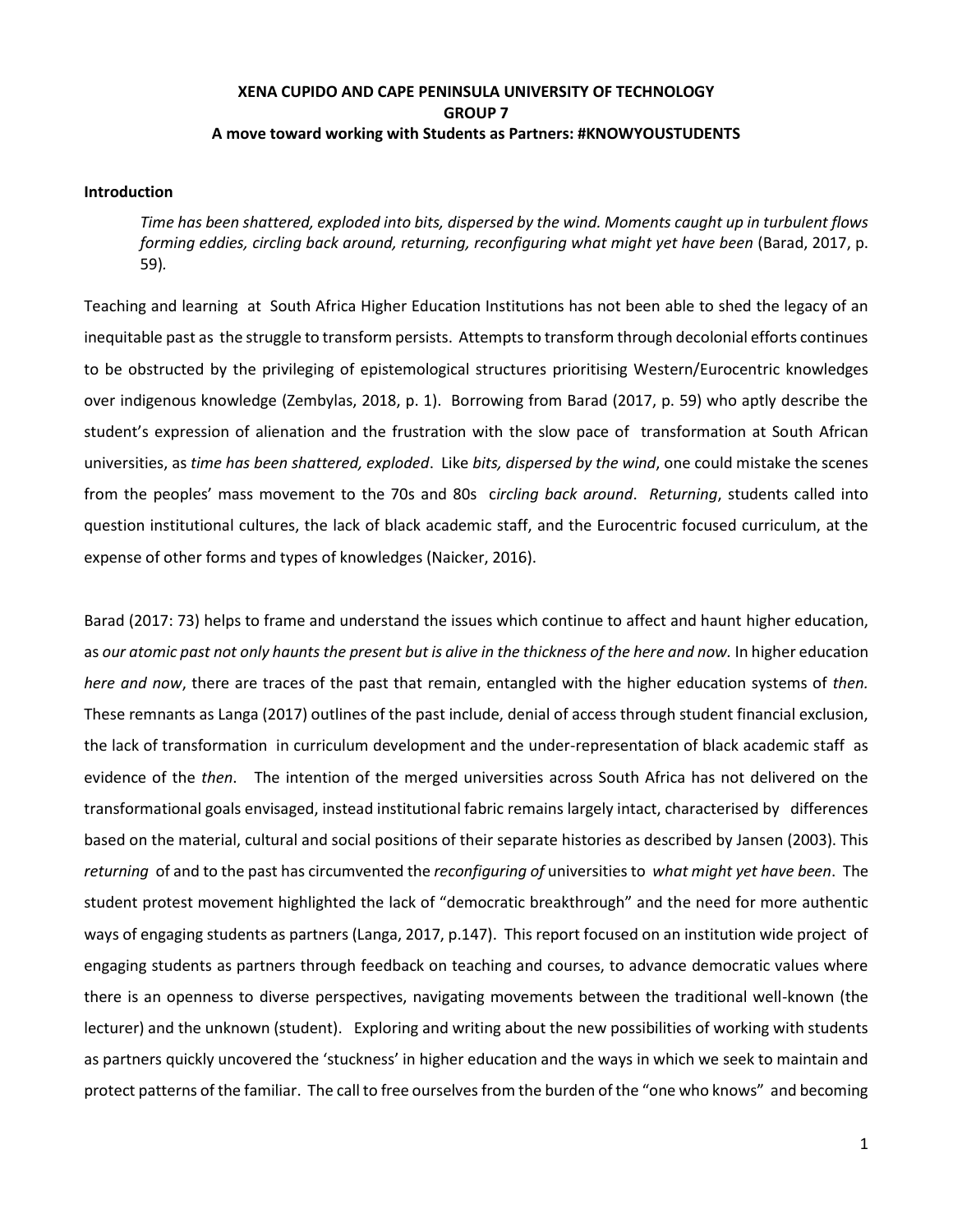**XENA CUPIDO AND CAPE PENINSULA UNIVERSITY OF TECHNOLOGY**
**GROUP 7**
**A move toward working with Students as Partners: #KNOWYOUSTUDENTS**

## Introduction

> *Time has been shattered, exploded into bits, dispersed by the wind. Moments caught up in turbulent flows forming eddies, circling back around, returning, reconfiguring what might yet have been* (Barad, 2017, p. 59)*.*

Teaching and learning at South Africa Higher Education Institutions has not been able to shed the legacy of an inequitable past as the struggle to transform persists. Attempts to transform through decolonial efforts continues to be obstructed by the privileging of epistemological structures prioritising Western/Eurocentric knowledges over indigenous knowledge (Zembylas, 2018, p. 1). Borrowing from Barad (2017, p. 59) who aptly describe the student's expression of alienation and the frustration with the slow pace of transformation at South African universities, as *time has been shattered, exploded*. Like *bits, dispersed by the wind*, one could mistake the scenes from the peoples' mass movement to the 70s and 80s c*ircling back around*. *Returning*, students called into question institutional cultures, the lack of black academic staff, and the Eurocentric focused curriculum, at the expense of other forms and types of knowledges (Naicker, 2016).

Barad (2017: 73) helps to frame and understand the issues which continue to affect and haunt higher education, as *our atomic past not only haunts the present but is alive in the thickness of the here and now.* In higher education *here and now*, there are traces of the past that remain, entangled with the higher education systems of *then.* These remnants as Langa (2017) outlines of the past include, denial of access through student financial exclusion, the lack of transformation in curriculum development and the under-representation of black academic staff as evidence of the *then*. The intention of the merged universities across South Africa has not delivered on the transformational goals envisaged, instead institutional fabric remains largely intact, characterised by differences based on the material, cultural and social positions of their separate histories as described by Jansen (2003). This *returning* of and to the past has circumvented the *reconfiguring of* universities to *what might yet have been*. The student protest movement highlighted the lack of "democratic breakthrough" and the need for more authentic ways of engaging students as partners (Langa, 2017, p.147). This report focused on an institution wide project of engaging students as partners through feedback on teaching and courses, to advance democratic values where there is an openness to diverse perspectives, navigating movements between the traditional well-known (the lecturer) and the unknown (student). Exploring and writing about the new possibilities of working with students as partners quickly uncovered the 'stuckness' in higher education and the ways in which we seek to maintain and protect patterns of the familiar. The call to free ourselves from the burden of the "one who knows" and becoming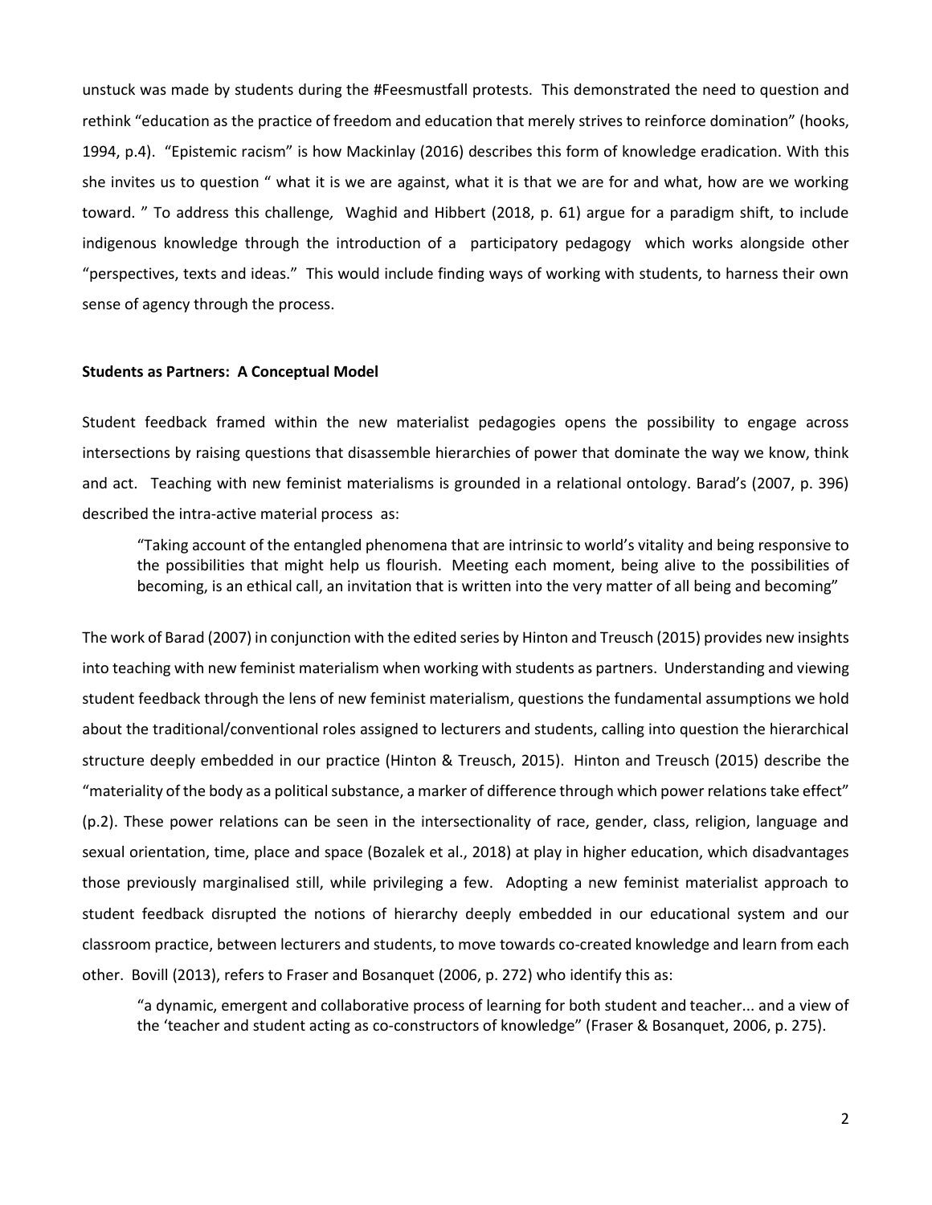unstuck was made by students during the #Feesmustfall protests. This demonstrated the need to question and rethink "education as the practice of freedom and education that merely strives to reinforce domination" (hooks, 1994, p.4). "Epistemic racism" is how Mackinlay (2016) describes this form of knowledge eradication. With this she invites us to question " what it is we are against, what it is that we are for and what, how are we working toward. " To address this challenge*,* Waghid and Hibbert (2018, p. 61) argue for a paradigm shift, to include indigenous knowledge through the introduction of a participatory pedagogy which works alongside other "perspectives, texts and ideas." This would include finding ways of working with students, to harness their own sense of agency through the process.

**Students as Partners: A Conceptual Model**

Student feedback framed within the new materialist pedagogies opens the possibility to engage across intersections by raising questions that disassemble hierarchies of power that dominate the way we know, think and act. Teaching with new feminist materialisms is grounded in a relational ontology. Barad's (2007, p. 396) described the intra-active material process as:

> "Taking account of the entangled phenomena that are intrinsic to world's vitality and being responsive to the possibilities that might help us flourish. Meeting each moment, being alive to the possibilities of becoming, is an ethical call, an invitation that is written into the very matter of all being and becoming"

The work of Barad (2007) in conjunction with the edited series by Hinton and Treusch (2015) provides new insights into teaching with new feminist materialism when working with students as partners. Understanding and viewing student feedback through the lens of new feminist materialism, questions the fundamental assumptions we hold about the traditional/conventional roles assigned to lecturers and students, calling into question the hierarchical structure deeply embedded in our practice (Hinton & Treusch, 2015). Hinton and Treusch (2015) describe the "materiality of the body as a political substance, a marker of difference through which power relations take effect" (p.2). These power relations can be seen in the intersectionality of race, gender, class, religion, language and sexual orientation, time, place and space (Bozalek et al., 2018) at play in higher education, which disadvantages those previously marginalised still, while privileging a few. Adopting a new feminist materialist approach to student feedback disrupted the notions of hierarchy deeply embedded in our educational system and our classroom practice, between lecturers and students, to move towards co-created knowledge and learn from each other. Bovill (2013), refers to Fraser and Bosanquet (2006, p. 272) who identify this as:

> "a dynamic, emergent and collaborative process of learning for both student and teacher... and a view of the 'teacher and student acting as co-constructors of knowledge" (Fraser & Bosanquet, 2006, p. 275).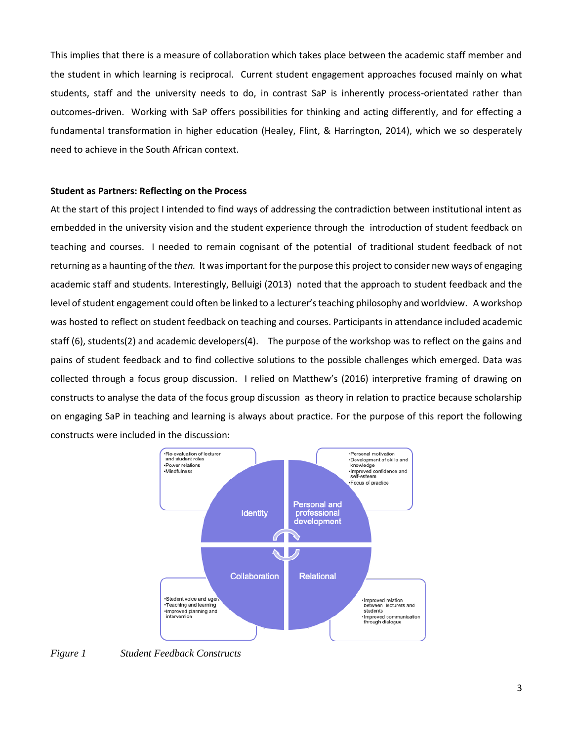This implies that there is a measure of collaboration which takes place between the academic staff member and the student in which learning is reciprocal. Current student engagement approaches focused mainly on what students, staff and the university needs to do, in contrast SaP is inherently process-orientated rather than outcomes-driven. Working with SaP offers possibilities for thinking and acting differently, and for effecting a fundamental transformation in higher education (Healey, Flint, & Harrington, 2014), which we so desperately need to achieve in the South African context.

**Student as Partners: Reflecting on the Process**

At the start of this project I intended to find ways of addressing the contradiction between institutional intent as embedded in the university vision and the student experience through the introduction of student feedback on teaching and courses. I needed to remain cognisant of the potential of traditional student feedback of not returning as a haunting of the *then.* It was important for the purpose this project to consider new ways of engaging academic staff and students. Interestingly, Belluigi (2013) noted that the approach to student feedback and the level of student engagement could often be linked to a lecturer's teaching philosophy and worldview. A workshop was hosted to reflect on student feedback on teaching and courses. Participants in attendance included academic staff (6), students(2) and academic developers(4). The purpose of the workshop was to reflect on the gains and pains of student feedback and to find collective solutions to the possible challenges which emerged. Data was collected through a focus group discussion. I relied on Matthew's (2016) interpretive framing of drawing on constructs to analyse the data of the focus group discussion as theory in relation to practice because scholarship on engaging SaP in teaching and learning is always about practice. For the purpose of this report the following constructs were included in the discussion:

Identity
- Re-evaluation of lecturer and student roles
- Power relations
- Mindfulness

Personal and professional development
- Personal motivation
- Development of skills and knowledge
- Improved confidence and self-esteem
- Focus of practice

Collaboration
- Student voice and agen
- Teaching and learning
- Improved planning and intervention

Relational
- Improved relation between lecturers and students
- Improved communication through dialogue

*Figure 1 Student Feedback Constructs*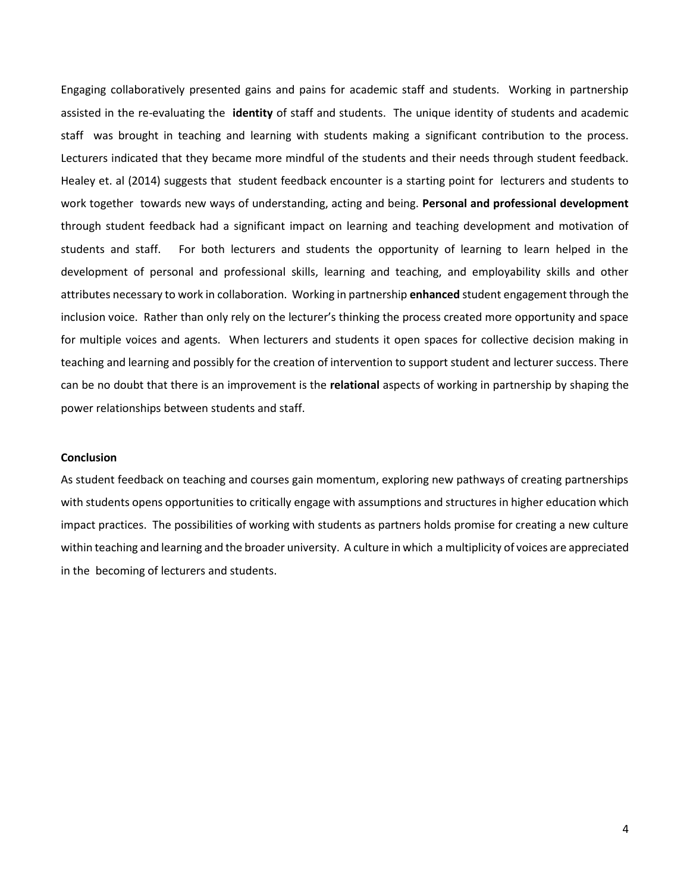Engaging collaboratively presented gains and pains for academic staff and students. Working in partnership assisted in the re-evaluating the **identity** of staff and students. The unique identity of students and academic staff was brought in teaching and learning with students making a significant contribution to the process. Lecturers indicated that they became more mindful of the students and their needs through student feedback. Healey et. al (2014) suggests that student feedback encounter is a starting point for lecturers and students to work together towards new ways of understanding, acting and being. **Personal and professional development** through student feedback had a significant impact on learning and teaching development and motivation of students and staff. For both lecturers and students the opportunity of learning to learn helped in the development of personal and professional skills, learning and teaching, and employability skills and other attributes necessary to work in collaboration. Working in partnership **enhanced** student engagement through the inclusion voice. Rather than only rely on the lecturer's thinking the process created more opportunity and space for multiple voices and agents. When lecturers and students it open spaces for collective decision making in teaching and learning and possibly for the creation of intervention to support student and lecturer success. There can be no doubt that there is an improvement is the **relational** aspects of working in partnership by shaping the power relationships between students and staff.

**Conclusion**

As student feedback on teaching and courses gain momentum, exploring new pathways of creating partnerships with students opens opportunities to critically engage with assumptions and structures in higher education which impact practices. The possibilities of working with students as partners holds promise for creating a new culture within teaching and learning and the broader university. A culture in which a multiplicity of voices are appreciated in the becoming of lecturers and students.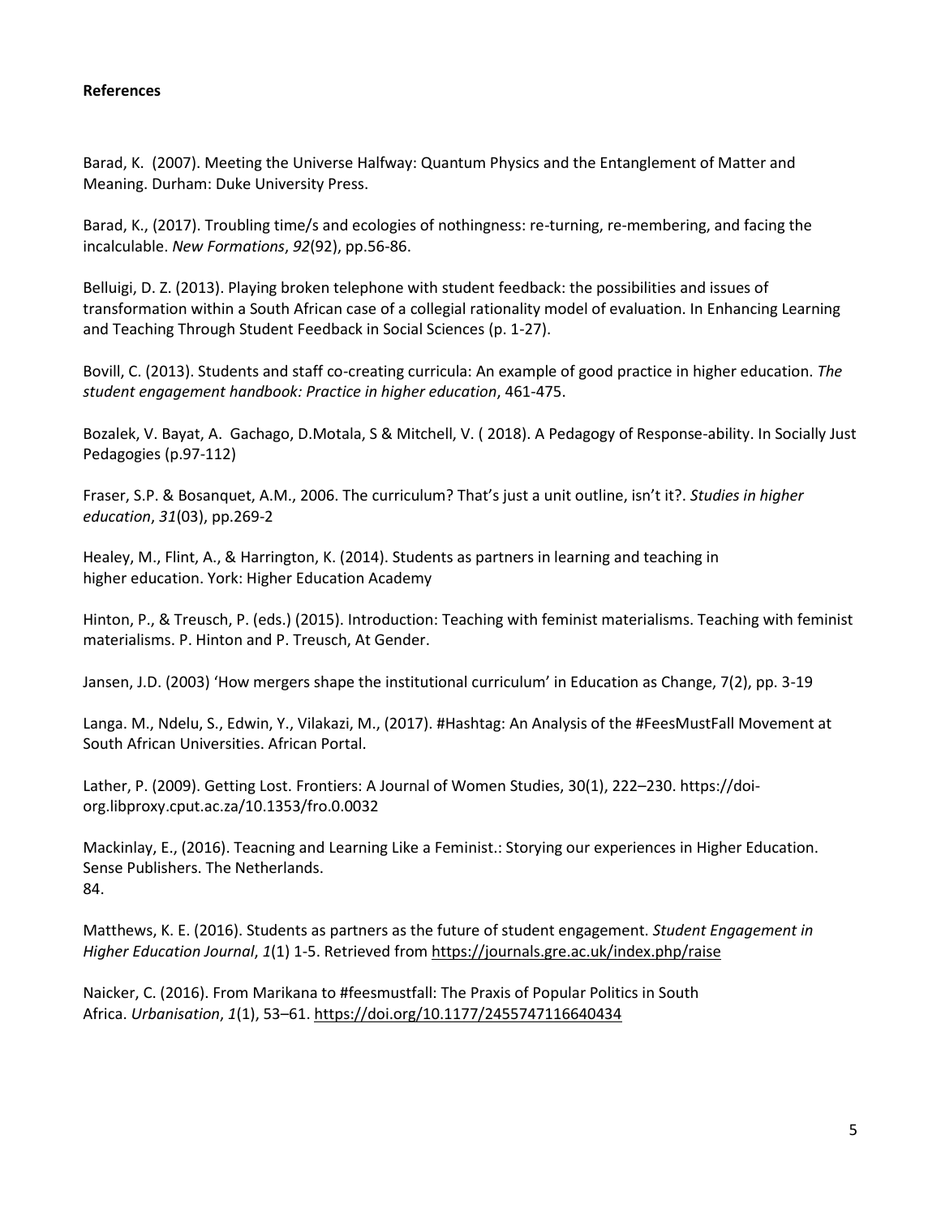**References**

Barad, K. (2007). Meeting the Universe Halfway: Quantum Physics and the Entanglement of Matter and Meaning. Durham: Duke University Press.

Barad, K., (2017). Troubling time/s and ecologies of nothingness: re-turning, re-membering, and facing the incalculable. *New Formations*, *92*(92), pp.56-86.

Belluigi, D. Z. (2013). Playing broken telephone with student feedback: the possibilities and issues of transformation within a South African case of a collegial rationality model of evaluation. In Enhancing Learning and Teaching Through Student Feedback in Social Sciences (p. 1-27).

Bovill, C. (2013). Students and staff co-creating curricula: An example of good practice in higher education. *The student engagement handbook: Practice in higher education*, 461-475.

Bozalek, V. Bayat, A. Gachago, D.Motala, S & Mitchell, V. ( 2018). A Pedagogy of Response-ability. In Socially Just Pedagogies (p.97-112)

Fraser, S.P. & Bosanquet, A.M., 2006. The curriculum? That's just a unit outline, isn't it?. *Studies in higher education*, *31*(03), pp.269-2

Healey, M., Flint, A., & Harrington, K. (2014). Students as partners in learning and teaching in higher education. York: Higher Education Academy

Hinton, P., & Treusch, P. (eds.) (2015). Introduction: Teaching with feminist materialisms. Teaching with feminist materialisms. P. Hinton and P. Treusch, At Gender.

Jansen, J.D. (2003) 'How mergers shape the institutional curriculum' in Education as Change, 7(2), pp. 3-19

Langa. M., Ndelu, S., Edwin, Y., Vilakazi, M., (2017). #Hashtag: An Analysis of the #FeesMustFall Movement at South African Universities. African Portal.

Lather, P. (2009). Getting Lost. Frontiers: A Journal of Women Studies, 30(1), 222–230. https://doi-org.libproxy.cput.ac.za/10.1353/fro.0.0032

Mackinlay, E., (2016). Teacning and Learning Like a Feminist.: Storying our experiences in Higher Education. Sense Publishers. The Netherlands.
84.

Matthews, K. E. (2016). Students as partners as the future of student engagement. *Student Engagement in Higher Education Journal*, *1*(1) 1-5. Retrieved from https://journals.gre.ac.uk/index.php/raise

Naicker, C. (2016). From Marikana to #feesmustfall: The Praxis of Popular Politics in South Africa. *Urbanisation*, *1*(1), 53–61. https://doi.org/10.1177/2455747116640434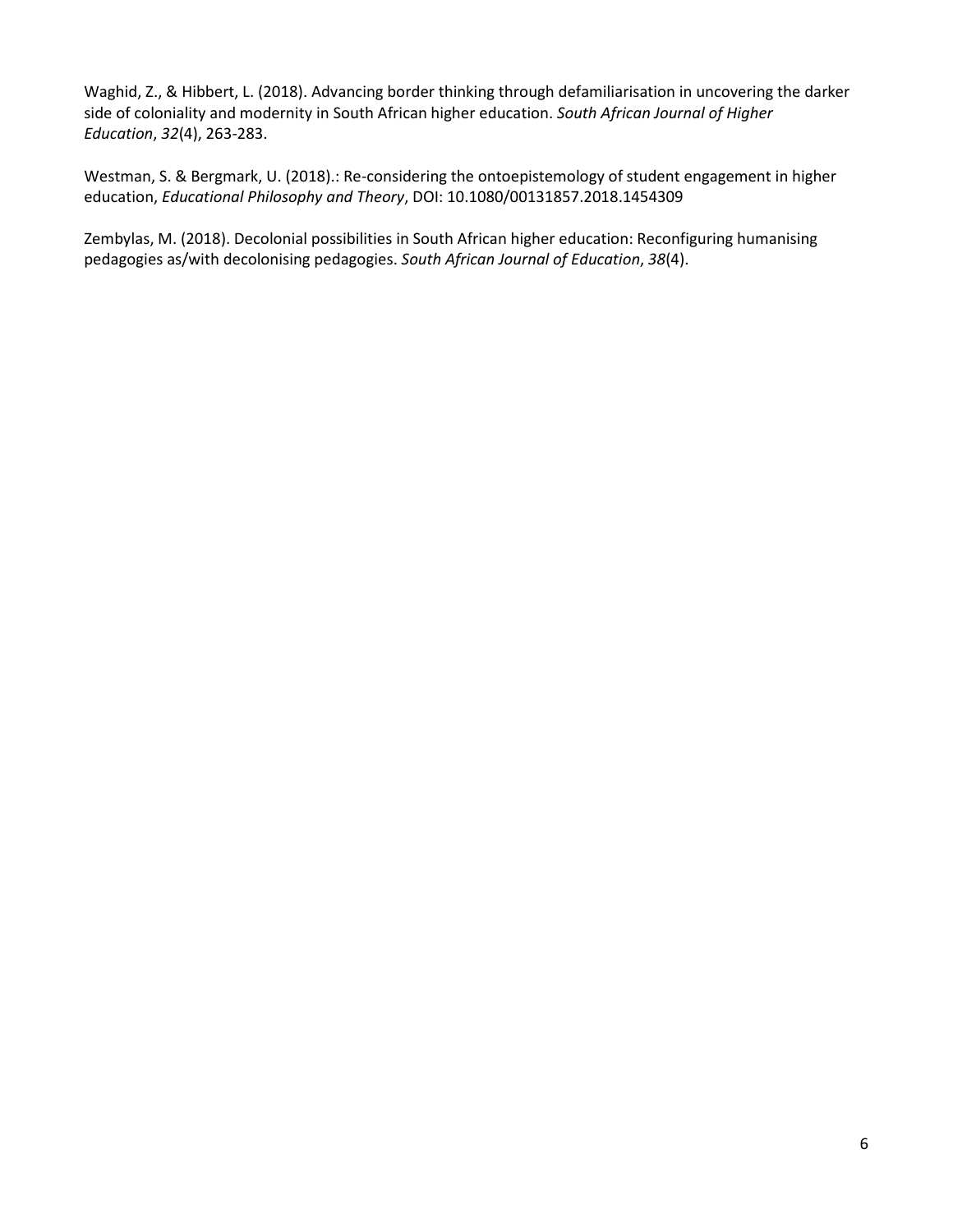Waghid, Z., & Hibbert, L. (2018). Advancing border thinking through defamiliarisation in uncovering the darker side of coloniality and modernity in South African higher education. *South African Journal of Higher Education*, *32*(4), 263-283.

Westman, S. & Bergmark, U. (2018).: Re-considering the ontoepistemology of student engagement in higher education, *Educational Philosophy and Theory*, DOI: 10.1080/00131857.2018.1454309

Zembylas, M. (2018). Decolonial possibilities in South African higher education: Reconfiguring humanising pedagogies as/with decolonising pedagogies. *South African Journal of Education*, *38*(4).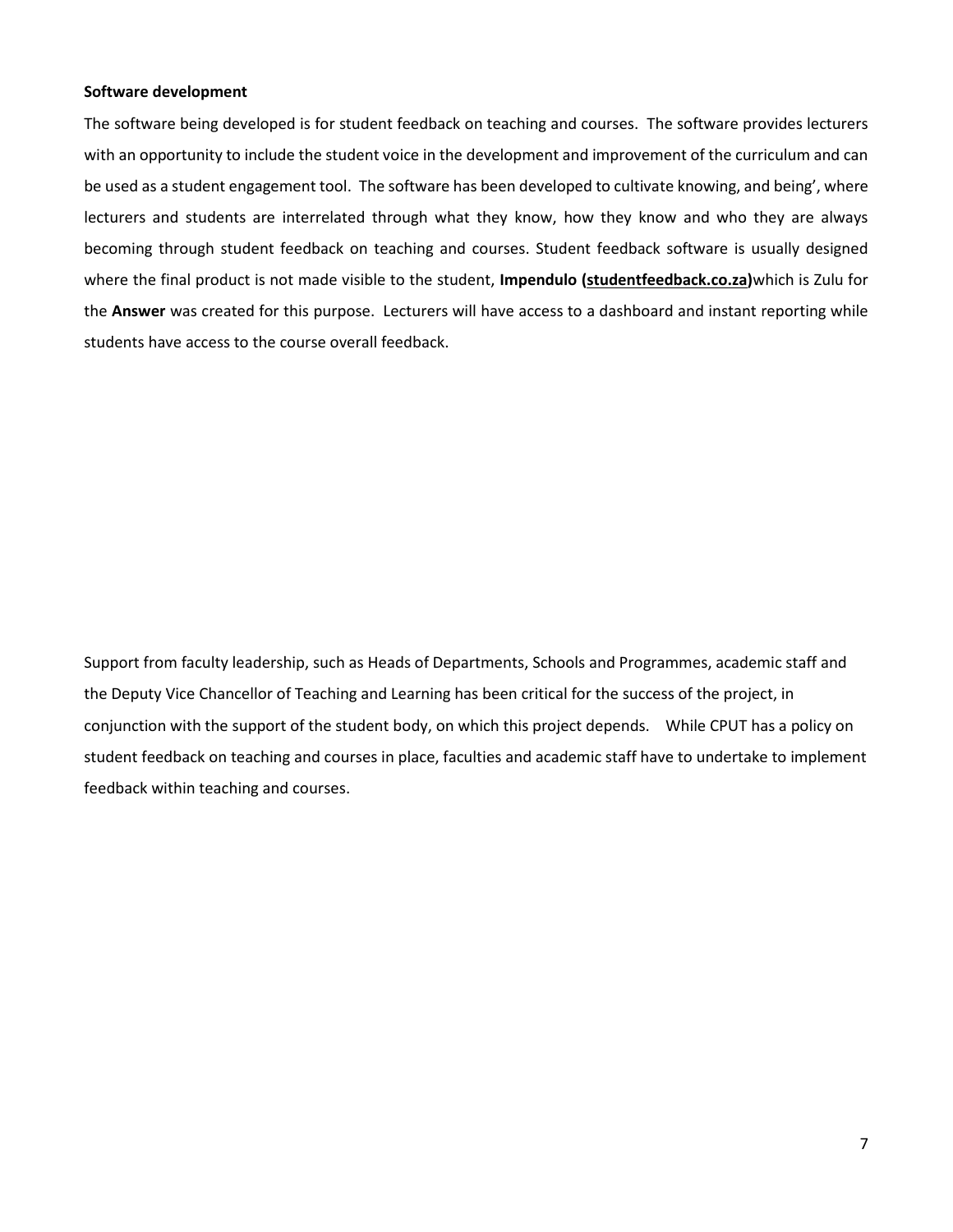**Software development**

The software being developed is for student feedback on teaching and courses. The software provides lecturers with an opportunity to include the student voice in the development and improvement of the curriculum and can be used as a student engagement tool. The software has been developed to cultivate knowing, and being', where lecturers and students are interrelated through what they know, how they know and who they are always becoming through student feedback on teaching and courses. Student feedback software is usually designed where the final product is not made visible to the student, **Impendulo (studentfeedback.co.za)**which is Zulu for the **Answer** was created for this purpose. Lecturers will have access to a dashboard and instant reporting while students have access to the course overall feedback.

Support from faculty leadership, such as Heads of Departments, Schools and Programmes, academic staff and the Deputy Vice Chancellor of Teaching and Learning has been critical for the success of the project, in conjunction with the support of the student body, on which this project depends. While CPUT has a policy on student feedback on teaching and courses in place, faculties and academic staff have to undertake to implement feedback within teaching and courses.